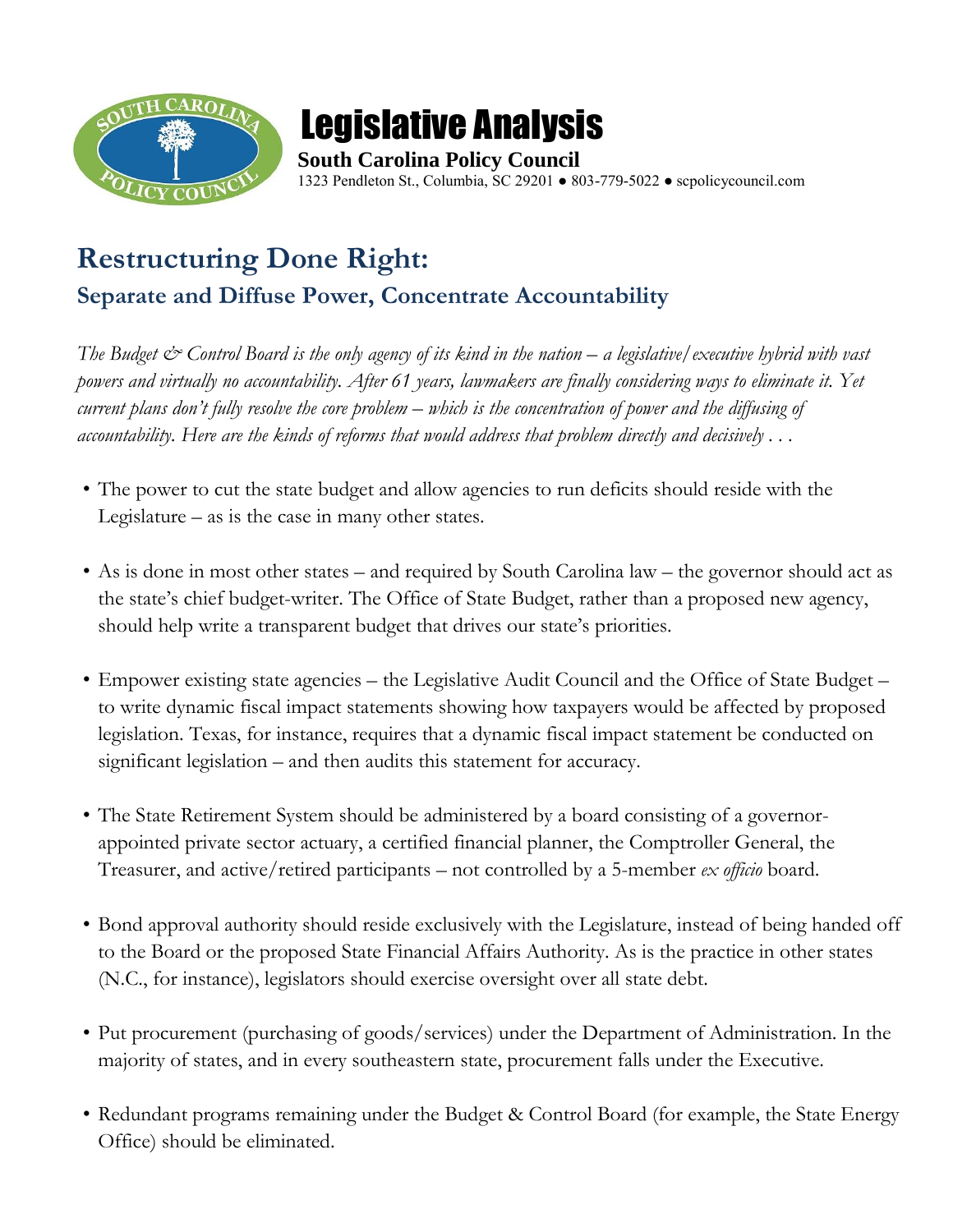# Legislative Analysis

**South Carolina Policy Council**
1323 Pendleton St., Columbia, SC 29201 ● 803-779-5022 ● scpolicycouncil.com

## Restructuring Done Right:

### Separate and Diffuse Power, Concentrate Accountability

*The Budget & Control Board is the only agency of its kind in the nation – a legislative/executive hybrid with vast powers and virtually no accountability. After 61 years, lawmakers are finally considering ways to eliminate it. Yet current plans don't fully resolve the core problem – which is the concentration of power and the diffusing of accountability. Here are the kinds of reforms that would address that problem directly and decisively . . .*

- The power to cut the state budget and allow agencies to run deficits should reside with the Legislature – as is the case in many other states.

- As is done in most other states – and required by South Carolina law – the governor should act as the state's chief budget-writer. The Office of State Budget, rather than a proposed new agency, should help write a transparent budget that drives our state's priorities.

- Empower existing state agencies – the Legislative Audit Council and the Office of State Budget – to write dynamic fiscal impact statements showing how taxpayers would be affected by proposed legislation. Texas, for instance, requires that a dynamic fiscal impact statement be conducted on significant legislation – and then audits this statement for accuracy.

- The State Retirement System should be administered by a board consisting of a governor-appointed private sector actuary, a certified financial planner, the Comptroller General, the Treasurer, and active/retired participants – not controlled by a 5-member *ex officio* board.

- Bond approval authority should reside exclusively with the Legislature, instead of being handed off to the Board or the proposed State Financial Affairs Authority. As is the practice in other states (N.C., for instance), legislators should exercise oversight over all state debt.

- Put procurement (purchasing of goods/services) under the Department of Administration. In the majority of states, and in every southeastern state, procurement falls under the Executive.

- Redundant programs remaining under the Budget & Control Board (for example, the State Energy Office) should be eliminated.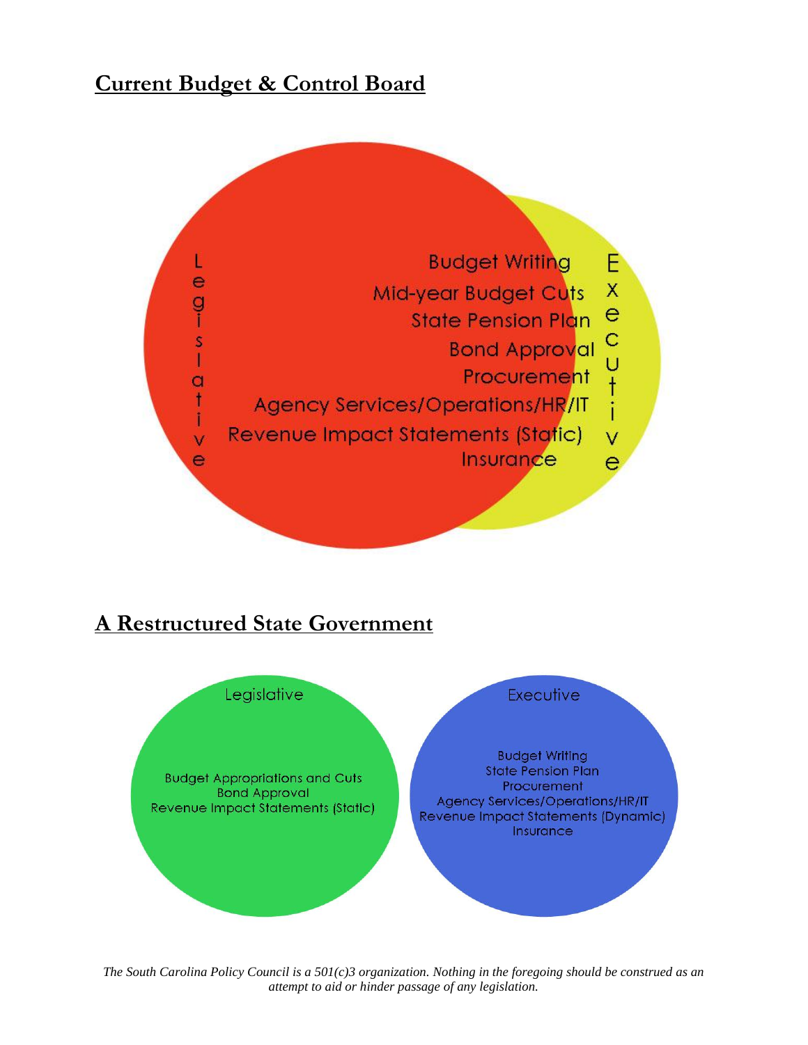## Current Budget & Control Board

Legislative

Executive

Budget Writing

Mid-year Budget Cuts

State Pension Plan

Bond Approval

Procurement

Agency Services/Operations/HR/IT

Revenue Impact Statements (Static)

Insurance

## A Restructured State Government

Legislative

Budget Appropriations and Cuts

Bond Approval

Revenue Impact Statements (Static)

Executive

Budget Writing

State Pension Plan

Procurement

Agency Services/Operations/HR/IT

Revenue Impact Statements (Dynamic)

Insurance

*The South Carolina Policy Council is a 501(c)3 organization. Nothing in the foregoing should be construed as an attempt to aid or hinder passage of any legislation.*